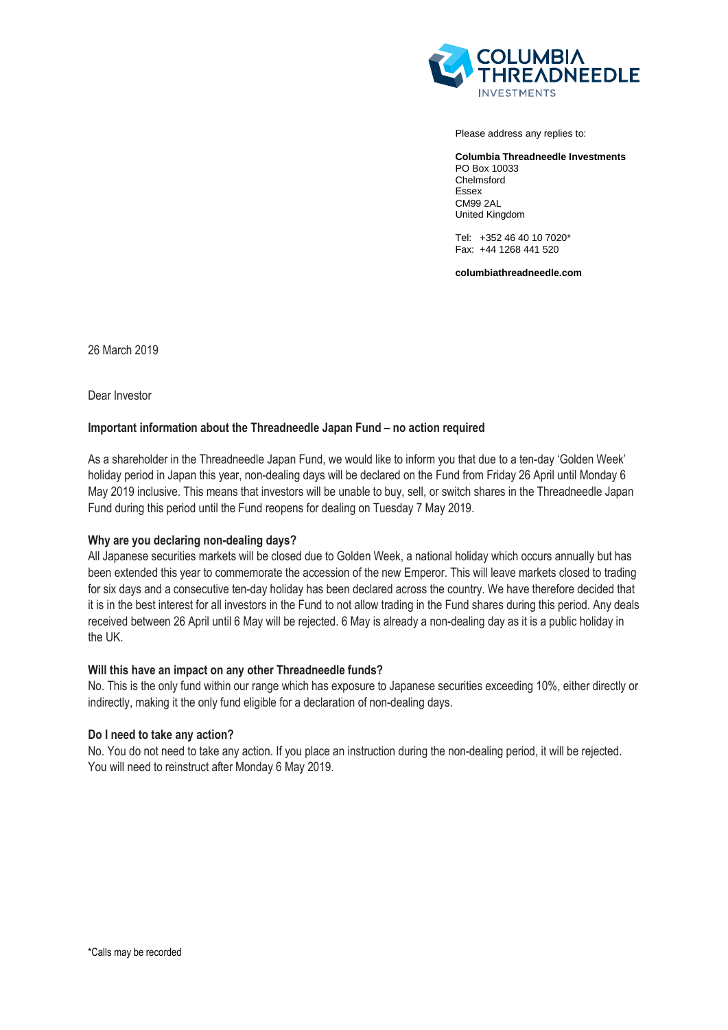COLUMBIA THREADNEEDLE INVESTMENTS

Please address any replies to:

**Columbia Threadneedle Investments**
PO Box 10033
Chelmsford
Essex
CM99 2AL
United Kingdom

Tel: +352 46 40 10 7020*
Fax: +44 1268 441 520

**columbiathreadneedle.com**

26 March 2019

Dear Investor

**Important information about the Threadneedle Japan Fund – no action required**

As a shareholder in the Threadneedle Japan Fund, we would like to inform you that due to a ten-day 'Golden Week' holiday period in Japan this year, non-dealing days will be declared on the Fund from Friday 26 April until Monday 6 May 2019 inclusive. This means that investors will be unable to buy, sell, or switch shares in the Threadneedle Japan Fund during this period until the Fund reopens for dealing on Tuesday 7 May 2019.

**Why are you declaring non-dealing days?**

All Japanese securities markets will be closed due to Golden Week, a national holiday which occurs annually but has been extended this year to commemorate the accession of the new Emperor. This will leave markets closed to trading for six days and a consecutive ten-day holiday has been declared across the country. We have therefore decided that it is in the best interest for all investors in the Fund to not allow trading in the Fund shares during this period. Any deals received between 26 April until 6 May will be rejected. 6 May is already a non-dealing day as it is a public holiday in the UK.

**Will this have an impact on any other Threadneedle funds?**

No. This is the only fund within our range which has exposure to Japanese securities exceeding 10%, either directly or indirectly, making it the only fund eligible for a declaration of non-dealing days.

**Do I need to take any action?**

No. You do not need to take any action. If you place an instruction during the non-dealing period, it will be rejected. You will need to reinstruct after Monday 6 May 2019.

*Calls may be recorded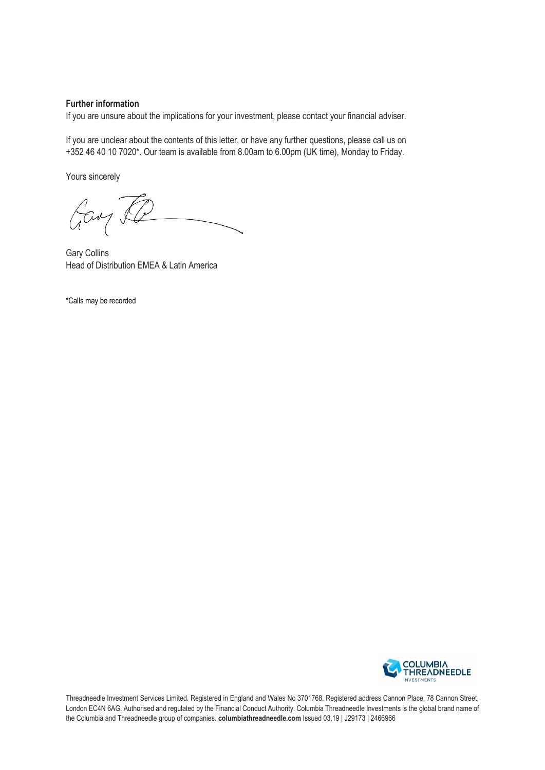**Further information**

If you are unsure about the implications for your investment, please contact your financial adviser.

If you are unclear about the contents of this letter, or have any further questions, please call us on +352 46 40 10 7020*. Our team is available from 8.00am to 6.00pm (UK time), Monday to Friday.

Yours sincerely

Gary Collins
Head of Distribution EMEA & Latin America

*Calls may be recorded

Threadneedle Investment Services Limited. Registered in England and Wales No 3701768. Registered address Cannon Place, 78 Cannon Street, London EC4N 6AG. Authorised and regulated by the Financial Conduct Authority. Columbia Threadneedle Investments is the global brand name of the Columbia and Threadneedle group of companies. **columbiathreadneedle.com** Issued 03.19 | J29173 | 2466966